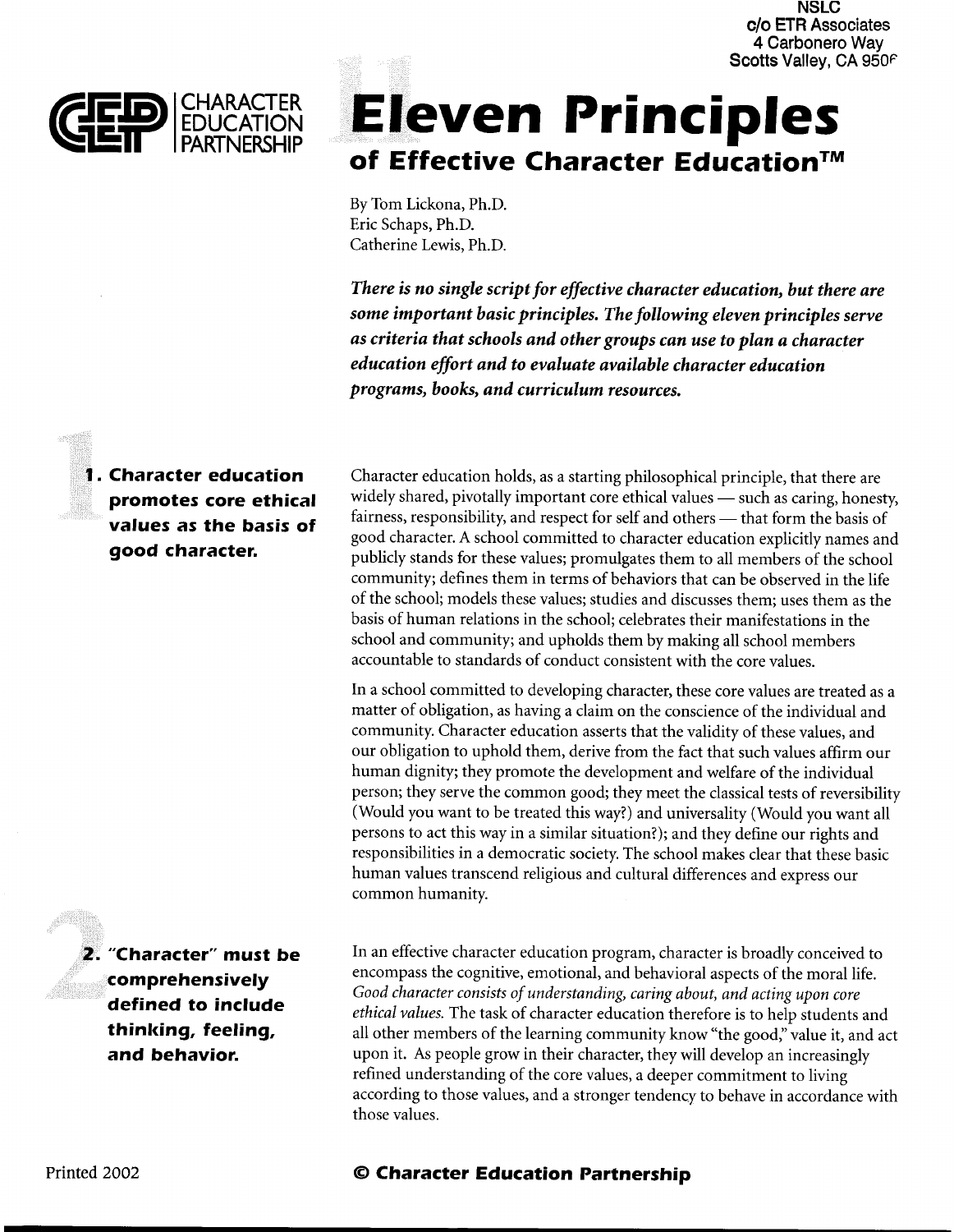NSLC
c/o ETR Associates
4 Carbonero Way
Scotts Valley, CA 950F

CHARACTER EDUCATION PARTNERSHIP

# Eleven Principles

## of Effective Character Education™

By Tom Lickona, Ph.D.
Eric Schaps, Ph.D.
Catherine Lewis, Ph.D.

***There is no single script for effective character education, but there are some important basic principles. The following eleven principles serve as criteria that schools and other groups can use to plan a character education effort and to evaluate available character education programs, books, and curriculum resources.***

### 1. Character education promotes core ethical values as the basis of good character.

Character education holds, as a starting philosophical principle, that there are widely shared, pivotally important core ethical values — such as caring, honesty, fairness, responsibility, and respect for self and others — that form the basis of good character. A school committed to character education explicitly names and publicly stands for these values; promulgates them to all members of the school community; defines them in terms of behaviors that can be observed in the life of the school; models these values; studies and discusses them; uses them as the basis of human relations in the school; celebrates their manifestations in the school and community; and upholds them by making all school members accountable to standards of conduct consistent with the core values.

In a school committed to developing character, these core values are treated as a matter of obligation, as having a claim on the conscience of the individual and community. Character education asserts that the validity of these values, and our obligation to uphold them, derive from the fact that such values affirm our human dignity; they promote the development and welfare of the individual person; they serve the common good; they meet the classical tests of reversibility (Would you want to be treated this way?) and universality (Would you want all persons to act this way in a similar situation?); and they define our rights and responsibilities in a democratic society. The school makes clear that these basic human values transcend religious and cultural differences and express our common humanity.

### 2. "Character" must be comprehensively defined to include thinking, feeling, and behavior.

In an effective character education program, character is broadly conceived to encompass the cognitive, emotional, and behavioral aspects of the moral life. *Good character consists of understanding, caring about, and acting upon core ethical values.* The task of character education therefore is to help students and all other members of the learning community know "the good," value it, and act upon it. As people grow in their character, they will develop an increasingly refined understanding of the core values, a deeper commitment to living according to those values, and a stronger tendency to behave in accordance with those values.

Printed 2002

**© Character Education Partnership**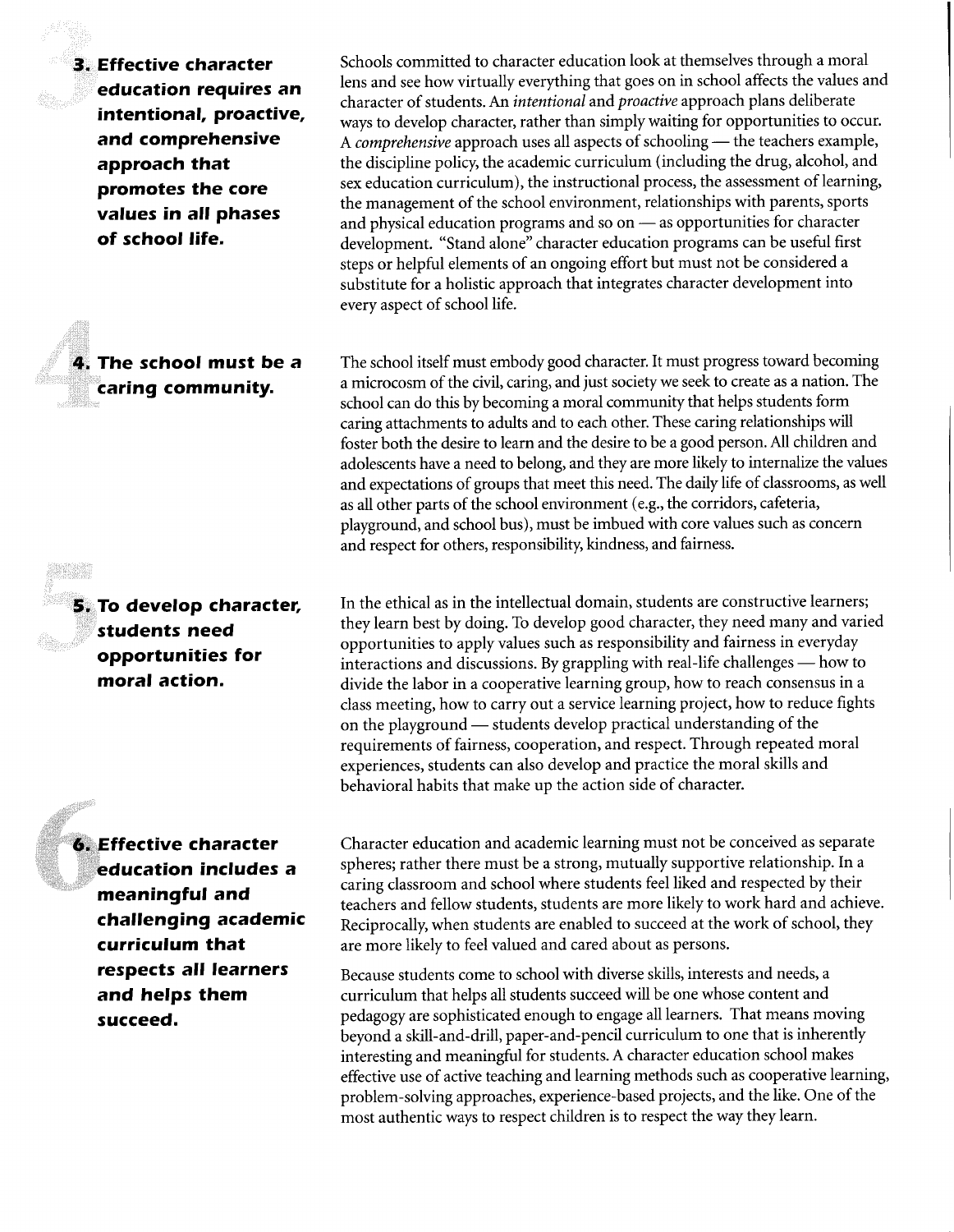### 3. Effective character education requires an intentional, proactive, and comprehensive approach that promotes the core values in all phases of school life.

Schools committed to character education look at themselves through a moral lens and see how virtually everything that goes on in school affects the values and character of students. An *intentional* and *proactive* approach plans deliberate ways to develop character, rather than simply waiting for opportunities to occur. A *comprehensive* approach uses all aspects of schooling — the teachers example, the discipline policy, the academic curriculum (including the drug, alcohol, and sex education curriculum), the instructional process, the assessment of learning, the management of the school environment, relationships with parents, sports and physical education programs and so on — as opportunities for character development. "Stand alone" character education programs can be useful first steps or helpful elements of an ongoing effort but must not be considered a substitute for a holistic approach that integrates character development into every aspect of school life.

### 4. The school must be a caring community.

The school itself must embody good character. It must progress toward becoming a microcosm of the civil, caring, and just society we seek to create as a nation. The school can do this by becoming a moral community that helps students form caring attachments to adults and to each other. These caring relationships will foster both the desire to learn and the desire to be a good person. All children and adolescents have a need to belong, and they are more likely to internalize the values and expectations of groups that meet this need. The daily life of classrooms, as well as all other parts of the school environment (e.g., the corridors, cafeteria, playground, and school bus), must be imbued with core values such as concern and respect for others, responsibility, kindness, and fairness.

### 5. To develop character, students need opportunities for moral action.

In the ethical as in the intellectual domain, students are constructive learners; they learn best by doing. To develop good character, they need many and varied opportunities to apply values such as responsibility and fairness in everyday interactions and discussions. By grappling with real-life challenges — how to divide the labor in a cooperative learning group, how to reach consensus in a class meeting, how to carry out a service learning project, how to reduce fights on the playground — students develop practical understanding of the requirements of fairness, cooperation, and respect. Through repeated moral experiences, students can also develop and practice the moral skills and behavioral habits that make up the action side of character.

### 6. Effective character education includes a meaningful and challenging academic curriculum that respects all learners and helps them succeed.

Character education and academic learning must not be conceived as separate spheres; rather there must be a strong, mutually supportive relationship. In a caring classroom and school where students feel liked and respected by their teachers and fellow students, students are more likely to work hard and achieve. Reciprocally, when students are enabled to succeed at the work of school, they are more likely to feel valued and cared about as persons.

Because students come to school with diverse skills, interests and needs, a curriculum that helps all students succeed will be one whose content and pedagogy are sophisticated enough to engage all learners. That means moving beyond a skill-and-drill, paper-and-pencil curriculum to one that is inherently interesting and meaningful for students. A character education school makes effective use of active teaching and learning methods such as cooperative learning, problem-solving approaches, experience-based projects, and the like. One of the most authentic ways to respect children is to respect the way they learn.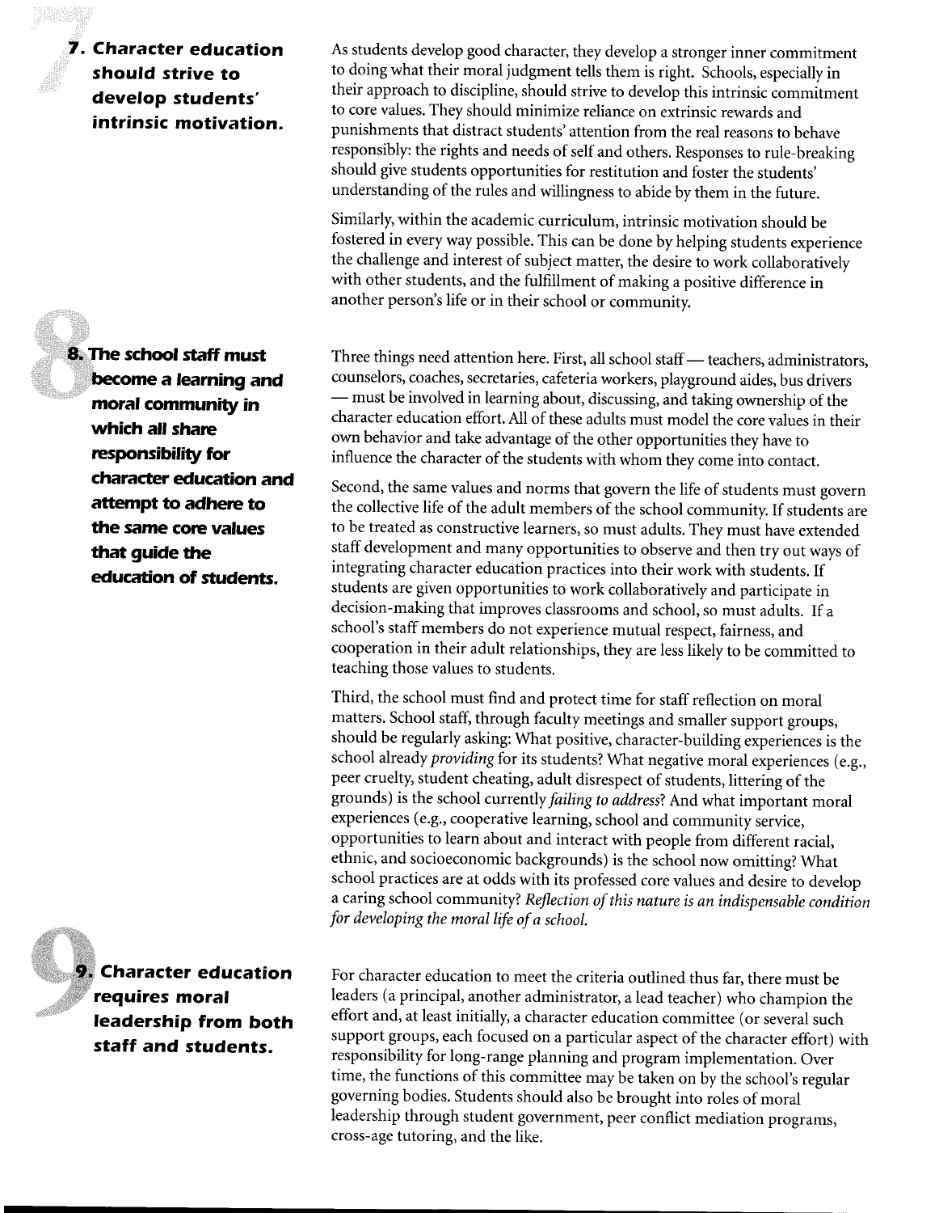## 7. Character education should strive to develop students' intrinsic motivation.

As students develop good character, they develop a stronger inner commitment to doing what their moral judgment tells them is right. Schools, especially in their approach to discipline, should strive to develop this intrinsic commitment to core values. They should minimize reliance on extrinsic rewards and punishments that distract students' attention from the real reasons to behave responsibly: the rights and needs of self and others. Responses to rule-breaking should give students opportunities for restitution and foster the students' understanding of the rules and willingness to abide by them in the future.

Similarly, within the academic curriculum, intrinsic motivation should be fostered in every way possible. This can be done by helping students experience the challenge and interest of subject matter, the desire to work collaboratively with other students, and the fulfillment of making a positive difference in another person's life or in their school or community.

## 8. The school staff must become a learning and moral community in which all share responsibility for character education and attempt to adhere to the same core values that guide the education of students.

Three things need attention here. First, all school staff — teachers, administrators, counselors, coaches, secretaries, cafeteria workers, playground aides, bus drivers — must be involved in learning about, discussing, and taking ownership of the character education effort. All of these adults must model the core values in their own behavior and take advantage of the other opportunities they have to influence the character of the students with whom they come into contact.

Second, the same values and norms that govern the life of students must govern the collective life of the adult members of the school community. If students are to be treated as constructive learners, so must adults. They must have extended staff development and many opportunities to observe and then try out ways of integrating character education practices into their work with students. If students are given opportunities to work collaboratively and participate in decision-making that improves classrooms and school, so must adults. If a school's staff members do not experience mutual respect, fairness, and cooperation in their adult relationships, they are less likely to be committed to teaching those values to students.

Third, the school must find and protect time for staff reflection on moral matters. School staff, through faculty meetings and smaller support groups, should be regularly asking: What positive, character-building experiences is the school already *providing* for its students? What negative moral experiences (e.g., peer cruelty, student cheating, adult disrespect of students, littering of the grounds) is the school currently *failing to address*? And what important moral experiences (e.g., cooperative learning, school and community service, opportunities to learn about and interact with people from different racial, ethnic, and socioeconomic backgrounds) is the school now omitting? What school practices are at odds with its professed core values and desire to develop a caring school community? *Reflection of this nature is an indispensable condition for developing the moral life of a school.*

## 9. Character education requires moral leadership from both staff and students.

For character education to meet the criteria outlined thus far, there must be leaders (a principal, another administrator, a lead teacher) who champion the effort and, at least initially, a character education committee (or several such support groups, each focused on a particular aspect of the character effort) with responsibility for long-range planning and program implementation. Over time, the functions of this committee may be taken on by the school's regular governing bodies. Students should also be brought into roles of moral leadership through student government, peer conflict mediation programs, cross-age tutoring, and the like.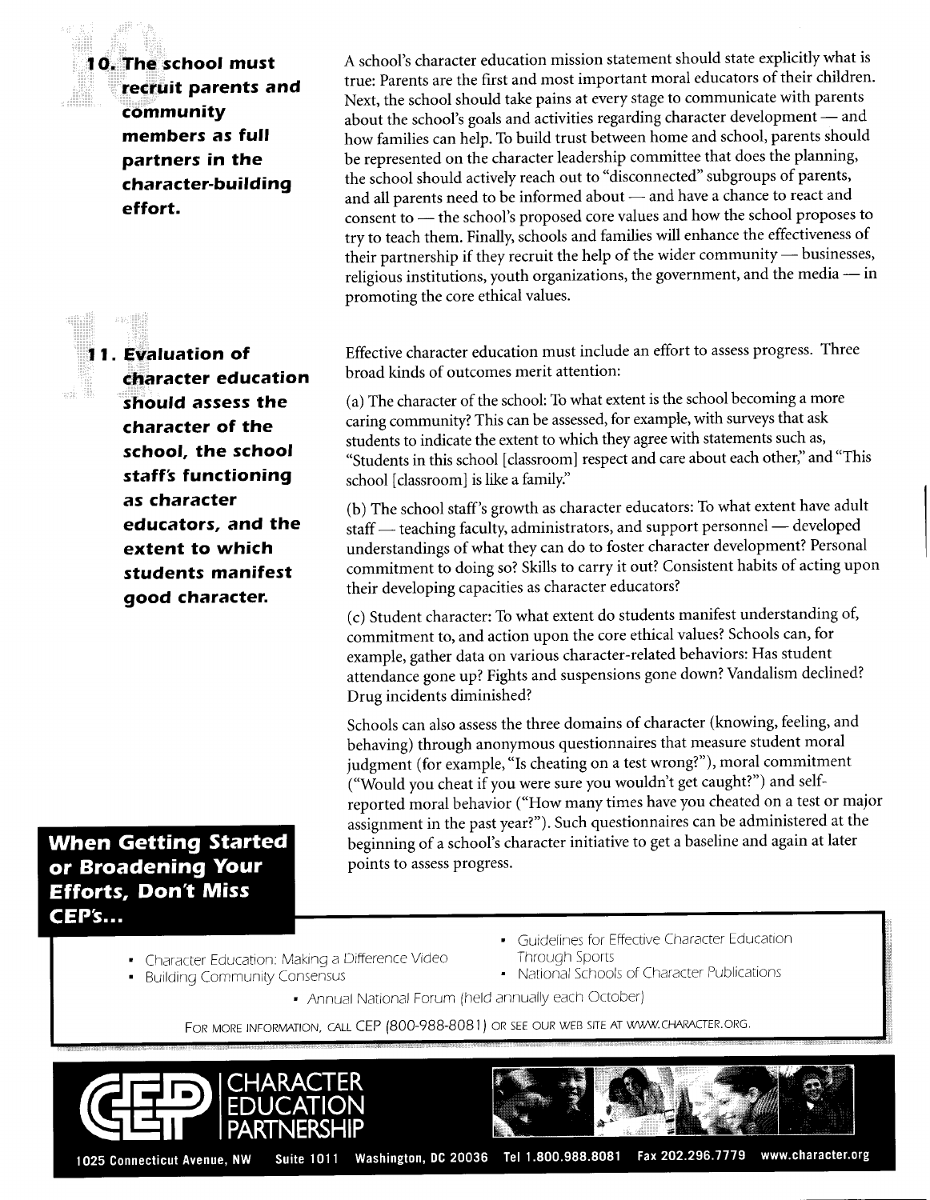### 10. The school must recruit parents and community members as full partners in the character-building effort.

A school's character education mission statement should state explicitly what is true: Parents are the first and most important moral educators of their children. Next, the school should take pains at every stage to communicate with parents about the school's goals and activities regarding character development — and how families can help. To build trust between home and school, parents should be represented on the character leadership committee that does the planning, the school should actively reach out to "disconnected" subgroups of parents, and all parents need to be informed about — and have a chance to react and consent to — the school's proposed core values and how the school proposes to try to teach them. Finally, schools and families will enhance the effectiveness of their partnership if they recruit the help of the wider community — businesses, religious institutions, youth organizations, the government, and the media — in promoting the core ethical values.

### 11. Evaluation of character education should assess the character of the school, the school staff's functioning as character educators, and the extent to which students manifest good character.

Effective character education must include an effort to assess progress. Three broad kinds of outcomes merit attention:

(a) The character of the school: To what extent is the school becoming a more caring community? This can be assessed, for example, with surveys that ask students to indicate the extent to which they agree with statements such as, "Students in this school [classroom] respect and care about each other," and "This school [classroom] is like a family."

(b) The school staff's growth as character educators: To what extent have adult staff — teaching faculty, administrators, and support personnel — developed understandings of what they can do to foster character development? Personal commitment to doing so? Skills to carry it out? Consistent habits of acting upon their developing capacities as character educators?

(c) Student character: To what extent do students manifest understanding of, commitment to, and action upon the core ethical values? Schools can, for example, gather data on various character-related behaviors: Has student attendance gone up? Fights and suspensions gone down? Vandalism declined? Drug incidents diminished?

Schools can also assess the three domains of character (knowing, feeling, and behaving) through anonymous questionnaires that measure student moral judgment (for example, "Is cheating on a test wrong?"), moral commitment ("Would you cheat if you were sure you wouldn't get caught?") and self-reported moral behavior ("How many times have you cheated on a test or major assignment in the past year?"). Such questionnaires can be administered at the beginning of a school's character initiative to get a baseline and again at later points to assess progress.

### When Getting Started or Broadening Your Efforts, Don't Miss CEP's...

- Character Education: Making a Difference Video
- Building Community Consensus
- Guidelines for Effective Character Education Through Sports
- National Schools of Character Publications
- Annual National Forum (held annually each October)

For more information, call CEP (800-988-8081) or see our web site at www.character.org.

**CEP | CHARACTER EDUCATION PARTNERSHIP**

1025 Connecticut Avenue, NW Suite 1011 Washington, DC 20036 Tel 1.800.988.8081 Fax 202.296.7779 www.character.org